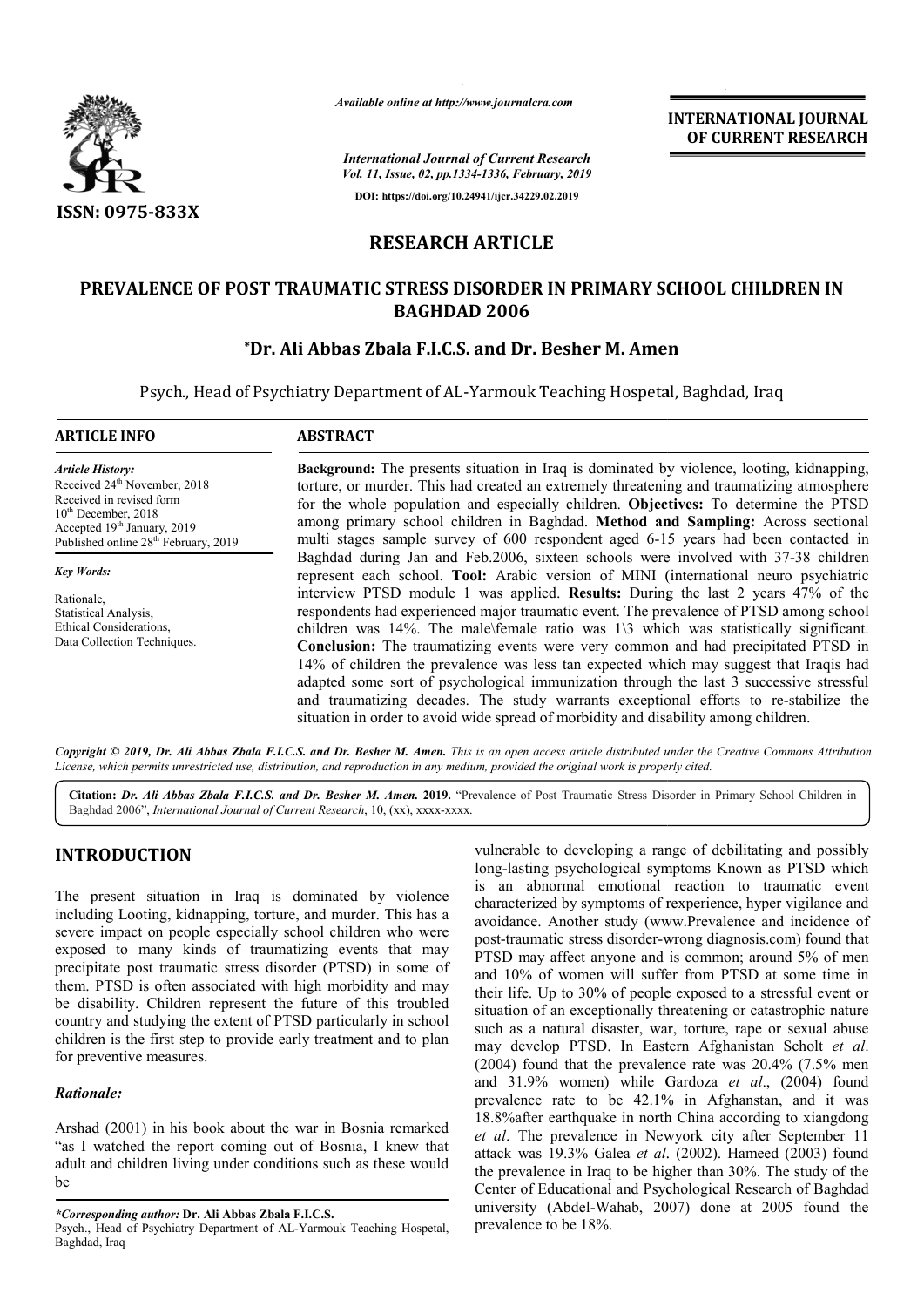# RESEARCH ARTICLE

# PREVALENCE OF POST TRAUMATIC STRESS DISORDER IN PRIMARY SCHOOL CHILDREN IN BAGHDAD 2006

**\*Dr. Ali Abbas Zbala F.I.C.S. and Dr. Besher M. Amen**

Psych., Head of Psychiatry Department of AL-Yarmouk Teaching Hospetal, Baghdad, Iraq

**ARTICLE INFO**

*Article History:*
Received 24th November, 2018
Received in revised form 10th December, 2018
Accepted 19th January, 2019
Published online 28th February, 2019

*Key Words:*
Rationale,
Statistical Analysis,
Ethical Considerations,
Data Collection Techniques.

**ABSTRACT**

**Background:** The presents situation in Iraq is dominated by violence, looting, kidnapping, torture, or murder. This had created an extremely threatening and traumatizing atmosphere for the whole population and especially children. **Objectives:** To determine the PTSD among primary school children in Baghdad. **Method and Sampling:** Across sectional multi stages sample survey of 600 respondent aged 6-15 years had been contacted in Baghdad during Jan and Feb.2006, sixteen schools were involved with 37-38 children represent each school. **Tool:** Arabic version of MINI (international neuro psychiatric interview PTSD module 1 was applied. **Results:** During the last 2 years 47% of the respondents had experienced major traumatic event. The prevalence of PTSD among school children was 14%. The male\female ratio was 1\3 which was statistically significant. **Conclusion:** The traumatizing events were very common and had precipitated PTSD in 14% of children the prevalence was less tan expected which may suggest that Iraqis had adapted some sort of psychological immunization through the last 3 successive stressful and traumatizing decades. The study warrants exceptional efforts to re-stabilize the situation in order to avoid wide spread of morbidity and disability among children.

*Copyright © 2019, Dr. Ali Abbas Zbala F.I.C.S. and Dr. Besher M. Amen. This is an open access article distributed under the Creative Commons Attribution License, which permits unrestricted use, distribution, and reproduction in any medium, provided the original work is properly cited.*

**Citation:** *Dr. Ali Abbas Zbala F.I.C.S. and Dr. Besher M. Amen.* **2019.** "Prevalence of Post Traumatic Stress Disorder in Primary School Children in Baghdad 2006", *International Journal of Current Research*, 10, (xx), xxxx-xxxx.

## INTRODUCTION

The present situation in Iraq is dominated by violence including Looting, kidnapping, torture, and murder. This has a severe impact on people especially school children who were exposed to many kinds of traumatizing events that may precipitate post traumatic stress disorder (PTSD) in some of them. PTSD is often associated with high morbidity and may be disability. Children represent the future of this troubled country and studying the extent of PTSD particularly in school children is the first step to provide early treatment and to plan for preventive measures.

### *Rationale:*

Arshad (2001) in his book about the war in Bosnia remarked "as I watched the report coming out of Bosnia, I knew that adult and children living under conditions such as these would be vulnerable to developing a range of debilitating and possibly long-lasting psychological symptoms Known as PTSD which is an abnormal emotional reaction to traumatic event characterized by symptoms of rexperience, hyper vigilance and avoidance. Another study (www.Prevalence and incidence of post-traumatic stress disorder-wrong diagnosis.com) found that PTSD may affect anyone and is common; around 5% of men and 10% of women will suffer from PTSD at some time in their life. Up to 30% of people exposed to a stressful event or situation of an exceptionally threatening or catastrophic nature such as a natural disaster, war, torture, rape or sexual abuse may develop PTSD. In Eastern Afghanistan Scholt *et al*. (2004) found that the prevalence rate was 20.4% (7.5% men and 31.9% women) while Gardoza *et al*., (2004) found prevalence rate to be 42.1% in Afghanstan, and it was 18.8%after earthquake in north China according to xiangdong *et al*. The prevalence in Newyork city after September 11 attack was 19.3% Galea *et al*. (2002). Hameed (2003) found the prevalence in Iraq to be higher than 30%. The study of the Center of Educational and Psychological Research of Baghdad university (Abdel-Wahab, 2007) done at 2005 found the prevalence to be 18%.

*\*Corresponding author:* **Dr. Ali Abbas Zbala F.I.C.S.**
Psych., Head of Psychiatry Department of AL-Yarmouk Teaching Hospetal, Baghdad, Iraq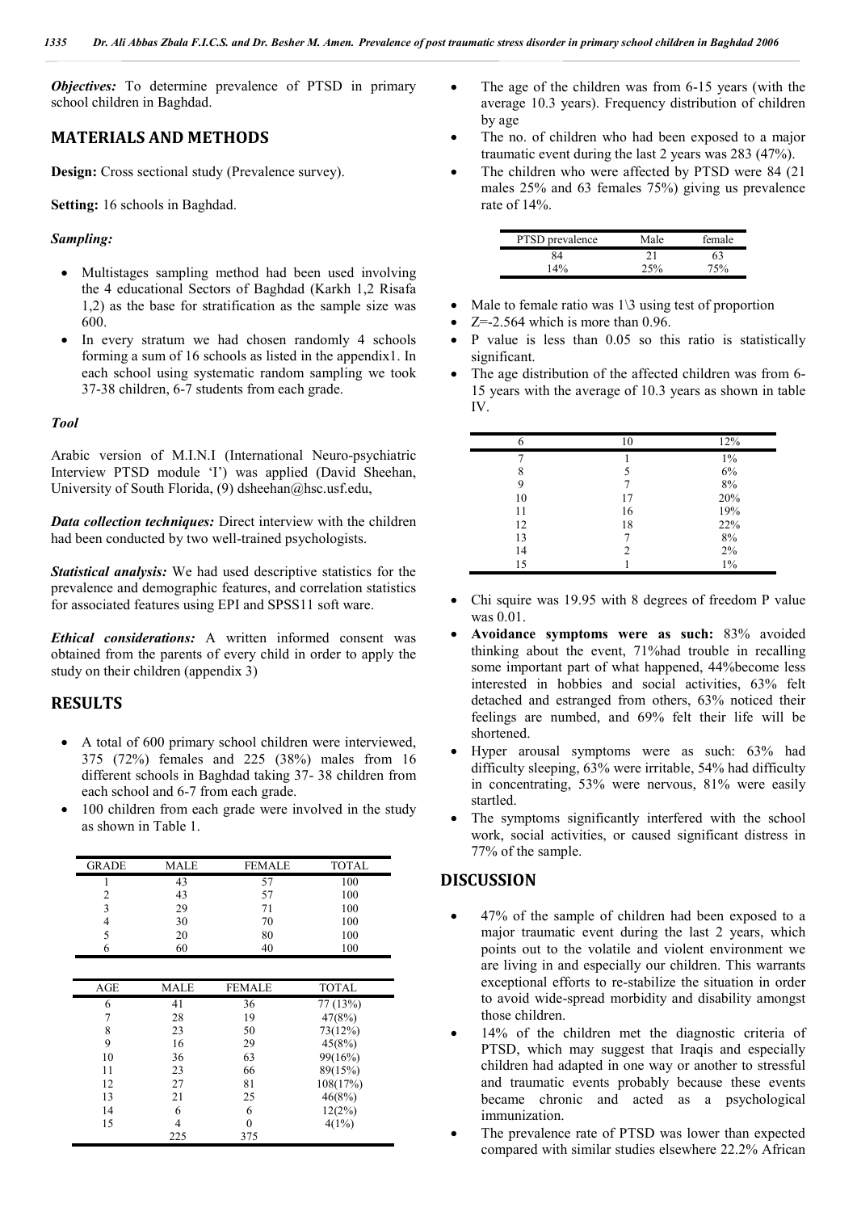***Objectives:*** To determine prevalence of PTSD in primary school children in Baghdad.

## MATERIALS AND METHODS

**Design:** Cross sectional study (Prevalence survey).

**Setting:** 16 schools in Baghdad.

***Sampling:***

- Multistages sampling method had been used involving the 4 educational Sectors of Baghdad (Karkh 1,2 Risafa 1,2) as the base for stratification as the sample size was 600.
- In every stratum we had chosen randomly 4 schools forming a sum of 16 schools as listed in the appendix1. In each school using systematic random sampling we took 37-38 children, 6-7 students from each grade.

***Tool***

Arabic version of M.I.N.I (International Neuro-psychiatric Interview PTSD module 'I') was applied (David Sheehan, University of South Florida, (9) dsheehan@hsc.usf.edu,

***Data collection techniques:*** Direct interview with the children had been conducted by two well-trained psychologists.

***Statistical analysis:*** We had used descriptive statistics for the prevalence and demographic features, and correlation statistics for associated features using EPI and SPSS11 soft ware.

***Ethical considerations:*** A written informed consent was obtained from the parents of every child in order to apply the study on their children (appendix 3)

## RESULTS

- A total of 600 primary school children were interviewed, 375 (72%) females and 225 (38%) males from 16 different schools in Baghdad taking 37- 38 children from each school and 6-7 from each grade.
- 100 children from each grade were involved in the study as shown in Table 1.

| GRADE | MALE | FEMALE | TOTAL |
|---|---|---|---|
| 1 | 43 | 57 | 100 |
| 2 | 43 | 57 | 100 |
| 3 | 29 | 71 | 100 |
| 4 | 30 | 70 | 100 |
| 5 | 20 | 80 | 100 |
| 6 | 60 | 40 | 100 |

| AGE | MALE | FEMALE | TOTAL |
|---|---|---|---|
| 6 | 41 | 36 | 77 (13%) |
| 7 | 28 | 19 | 47(8%) |
| 8 | 23 | 50 | 73(12%) |
| 9 | 16 | 29 | 45(8%) |
| 10 | 36 | 63 | 99(16%) |
| 11 | 23 | 66 | 89(15%) |
| 12 | 27 | 81 | 108(17%) |
| 13 | 21 | 25 | 46(8%) |
| 14 | 6 | 6 | 12(2%) |
| 15 | 4 | 0 | 4(1%) |
| | 225 | 375 | |

- The age of the children was from 6-15 years (with the average 10.3 years). Frequency distribution of children by age
- The no. of children who had been exposed to a major traumatic event during the last 2 years was 283 (47%).
- The children who were affected by PTSD were 84 (21 males 25% and 63 females 75%) giving us prevalence rate of 14%.

| PTSD prevalence | Male | female |
|---|---|---|
| 84 | 21 | 63 |
| 14% | 25% | 75% |

- Male to female ratio was 1\3 using test of proportion
- Z=-2.564 which is more than 0.96.
- P value is less than 0.05 so this ratio is statistically significant.
- The age distribution of the affected children was from 6-15 years with the average of 10.3 years as shown in table IV.

| 6 | 10 | 12% |
|---|---|---|
| 7 | 1 | 1% |
| 8 | 5 | 6% |
| 9 | 7 | 8% |
| 10 | 17 | 20% |
| 11 | 16 | 19% |
| 12 | 18 | 22% |
| 13 | 7 | 8% |
| 14 | 2 | 2% |
| 15 | 1 | 1% |

- Chi squire was 19.95 with 8 degrees of freedom P value was 0.01.
- **Avoidance symptoms were as such:** 83% avoided thinking about the event, 71%had trouble in recalling some important part of what happened, 44%become less interested in hobbies and social activities, 63% felt detached and estranged from others, 63% noticed their feelings are numbed, and 69% felt their life will be shortened.
- Hyper arousal symptoms were as such: 63% had difficulty sleeping, 63% were irritable, 54% had difficulty in concentrating, 53% were nervous, 81% were easily startled.
- The symptoms significantly interfered with the school work, social activities, or caused significant distress in 77% of the sample.

## DISCUSSION

- 47% of the sample of children had been exposed to a major traumatic event during the last 2 years, which points out to the volatile and violent environment we are living in and especially our children. This warrants exceptional efforts to re-stabilize the situation in order to avoid wide-spread morbidity and disability amongst those children.
- 14% of the children met the diagnostic criteria of PTSD, which may suggest that Iraqis and especially children had adapted in one way or another to stressful and traumatic events probably because these events became chronic and acted as a psychological immunization.
- The prevalence rate of PTSD was lower than expected compared with similar studies elsewhere 22.2% African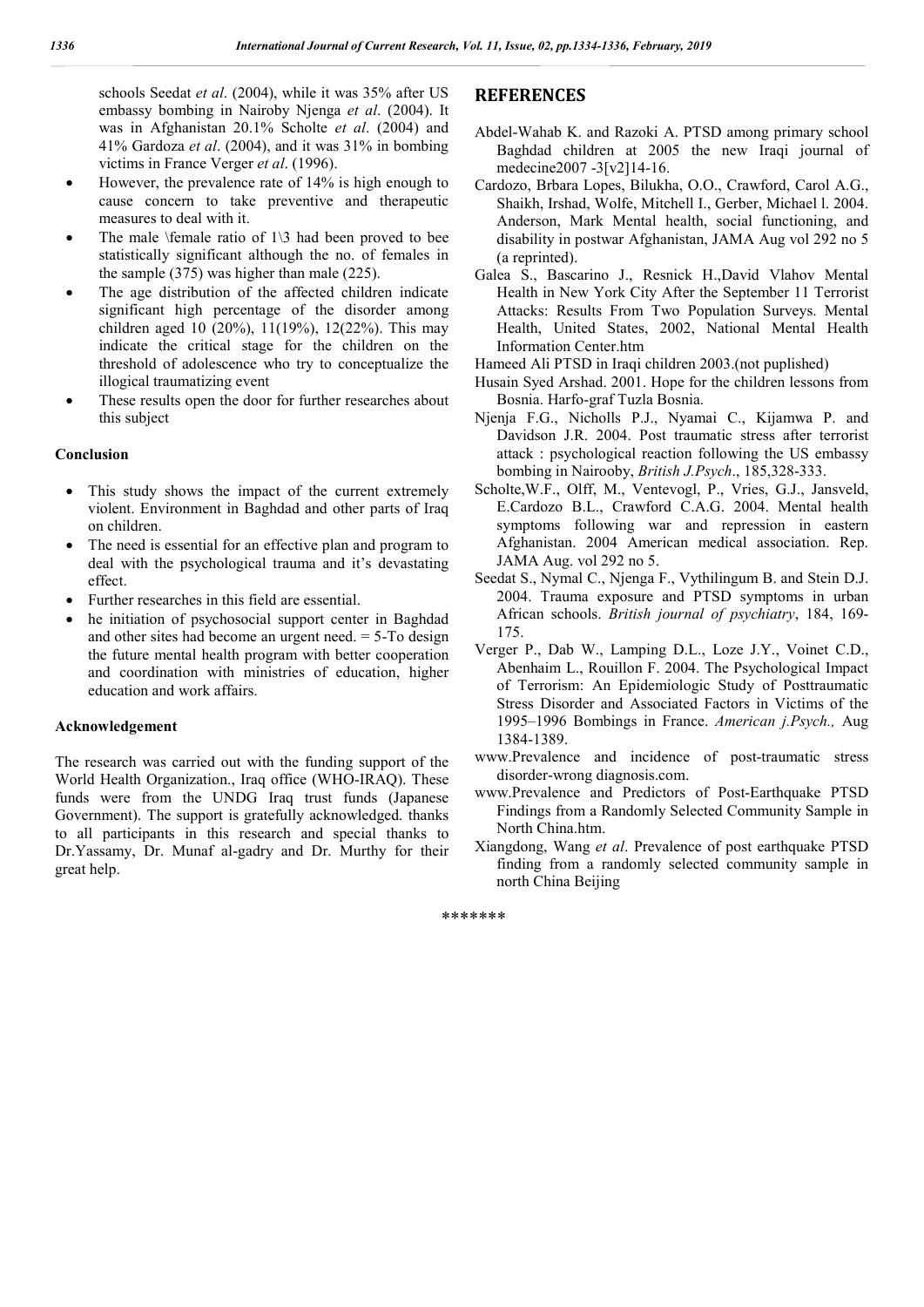schools Seedat *et al*. (2004), while it was 35% after US embassy bombing in Nairoby Njenga *et al*. (2004). It was in Afghanistan 20.1% Scholte *et al*. (2004) and 41% Gardoza *et al*. (2004), and it was 31% in bombing victims in France Verger *et al*. (1996).

- However, the prevalence rate of 14% is high enough to cause concern to take preventive and therapeutic measures to deal with it.
- The male \female ratio of 1\3 had been proved to bee statistically significant although the no. of females in the sample (375) was higher than male (225).
- The age distribution of the affected children indicate significant high percentage of the disorder among children aged 10 (20%), 11(19%), 12(22%). This may indicate the critical stage for the children on the threshold of adolescence who try to conceptualize the illogical traumatizing event
- These results open the door for further researches about this subject

### Conclusion

- This study shows the impact of the current extremely violent. Environment in Baghdad and other parts of Iraq on children.
- The need is essential for an effective plan and program to deal with the psychological trauma and it's devastating effect.
- Further researches in this field are essential.
- he initiation of psychosocial support center in Baghdad and other sites had become an urgent need. = 5-To design the future mental health program with better cooperation and coordination with ministries of education, higher education and work affairs.

### Acknowledgement

The research was carried out with the funding support of the World Health Organization., Iraq office (WHO-IRAQ). These funds were from the UNDG Iraq trust funds (Japanese Government). The support is gratefully acknowledged. thanks to all participants in this research and special thanks to Dr.Yassamy, Dr. Munaf al-gadry and Dr. Murthy for their great help.

## REFERENCES

Abdel-Wahab K. and Razoki A. PTSD among primary school Baghdad children at 2005 the new Iraqi journal of medecine2007 -3[v2]14-16.

Cardozo, Brbara Lopes, Bilukha, O.O., Crawford, Carol A.G., Shaikh, Irshad, Wolfe, Mitchell I., Gerber, Michael l. 2004. Anderson, Mark Mental health, social functioning, and disability in postwar Afghanistan, JAMA Aug vol 292 no 5 (a reprinted).

Galea S., Bascarino J., Resnick H.,David Vlahov Mental Health in New York City After the September 11 Terrorist Attacks: Results From Two Population Surveys. Mental Health, United States, 2002, National Mental Health Information Center.htm

Hameed Ali PTSD in Iraqi children 2003.(not puplished)

Husain Syed Arshad. 2001. Hope for the children lessons from Bosnia. Harfo-graf Tuzla Bosnia.

Njenja F.G., Nicholls P.J., Nyamai C., Kijamwa P. and Davidson J.R. 2004. Post traumatic stress after terrorist attack : psychological reaction following the US embassy bombing in Nairooby, *British J.Psych*., 185,328-333.

Scholte,W.F., Olff, M., Ventevogl, P., Vries, G.J., Jansveld, E.Cardozo B.L., Crawford C.A.G. 2004. Mental health symptoms following war and repression in eastern Afghanistan. 2004 American medical association. Rep. JAMA Aug. vol 292 no 5.

Seedat S., Nymal C., Njenga F., Vythilingum B. and Stein D.J. 2004. Trauma exposure and PTSD symptoms in urban African schools. *British journal of psychiatry*, 184, 169-175.

Verger P., Dab W., Lamping D.L., Loze J.Y., Voinet C.D., Abenhaim L., Rouillon F. 2004. The Psychological Impact of Terrorism: An Epidemiologic Study of Posttraumatic Stress Disorder and Associated Factors in Victims of the 1995–1996 Bombings in France. *American j.Psych.,* Aug 1384-1389.

www.Prevalence and incidence of post-traumatic stress disorder-wrong diagnosis.com.

www.Prevalence and Predictors of Post-Earthquake PTSD Findings from a Randomly Selected Community Sample in North China.htm.

Xiangdong, Wang *et al*. Prevalence of post earthquake PTSD finding from a randomly selected community sample in north China Beijing

\*\*\*\*\*\*\*